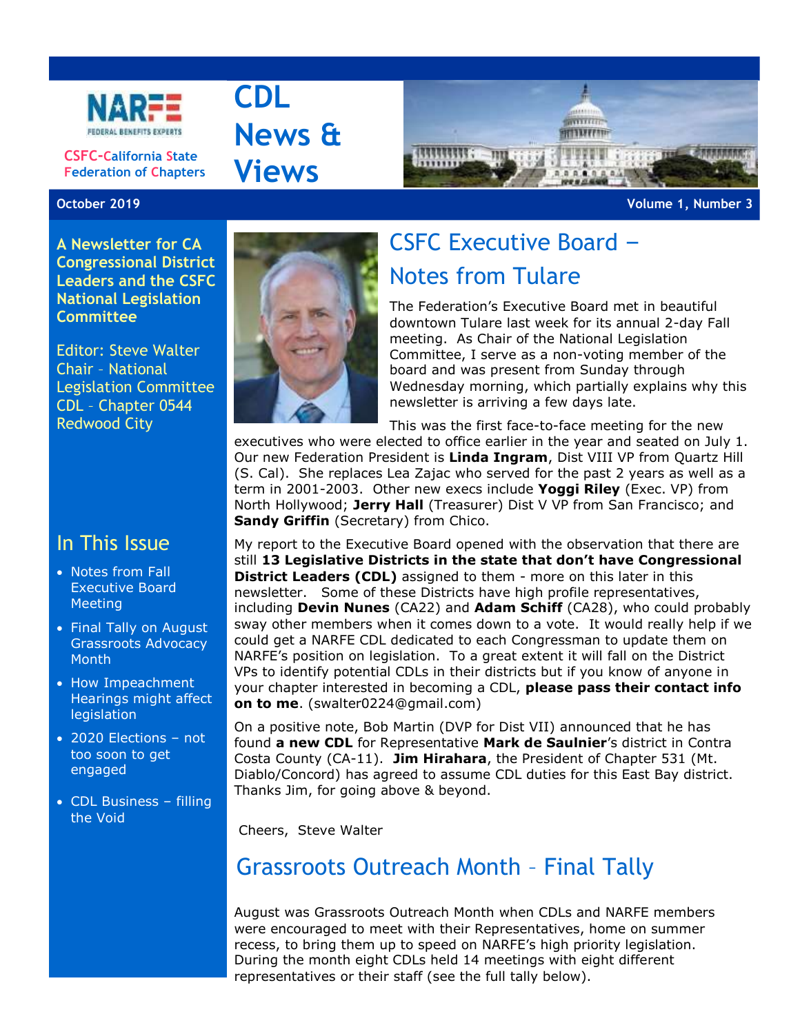CSFC-California State Federation of Chapters

# CDL News & Views

October 2019 — Volume 1, Number 3

**A Newsletter for CA Congressional District Leaders and the CSFC National Legislation Committee**

Editor: Steve Walter
Chair - National Legislation Committee
CDL - Chapter 0544 Redwood City

## In This Issue

- Notes from Fall Executive Board Meeting
- Final Tally on August Grassroots Advocacy Month
- How Impeachment Hearings might affect legislation
- 2020 Elections – not too soon to get engaged
- CDL Business – filling the Void

## CSFC Executive Board – Notes from Tulare

The Federation's Executive Board met in beautiful downtown Tulare last week for its annual 2-day Fall meeting. As Chair of the National Legislation Committee, I serve as a non-voting member of the board and was present from Sunday through Wednesday morning, which partially explains why this newsletter is arriving a few days late.

This was the first face-to-face meeting for the new executives who were elected to office earlier in the year and seated on July 1. Our new Federation President is **Linda Ingram**, Dist VIII VP from Quartz Hill (S. Cal). She replaces Lea Zajac who served for the past 2 years as well as a term in 2001-2003. Other new execs include **Yoggi Riley** (Exec. VP) from North Hollywood; **Jerry Hall** (Treasurer) Dist V VP from San Francisco; and **Sandy Griffin** (Secretary) from Chico.

My report to the Executive Board opened with the observation that there are still **13 Legislative Districts in the state that don't have Congressional District Leaders (CDL)** assigned to them - more on this later in this newsletter. Some of these Districts have high profile representatives, including **Devin Nunes** (CA22) and **Adam Schiff** (CA28), who could probably sway other members when it comes down to a vote. It would really help if we could get a NARFE CDL dedicated to each Congressman to update them on NARFE's position on legislation. To a great extent it will fall on the District VPs to identify potential CDLs in their districts but if you know of anyone in your chapter interested in becoming a CDL, **please pass their contact info on to me**. (swalter0224@gmail.com)

On a positive note, Bob Martin (DVP for Dist VII) announced that he has found **a new CDL** for Representative **Mark de Saulnier**'s district in Contra Costa County (CA-11). **Jim Hirahara**, the President of Chapter 531 (Mt. Diablo/Concord) has agreed to assume CDL duties for this East Bay district. Thanks Jim, for going above & beyond.

Cheers, Steve Walter

## Grassroots Outreach Month – Final Tally

August was Grassroots Outreach Month when CDLs and NARFE members were encouraged to meet with their Representatives, home on summer recess, to bring them up to speed on NARFE's high priority legislation. During the month eight CDLs held 14 meetings with eight different representatives or their staff (see the full tally below).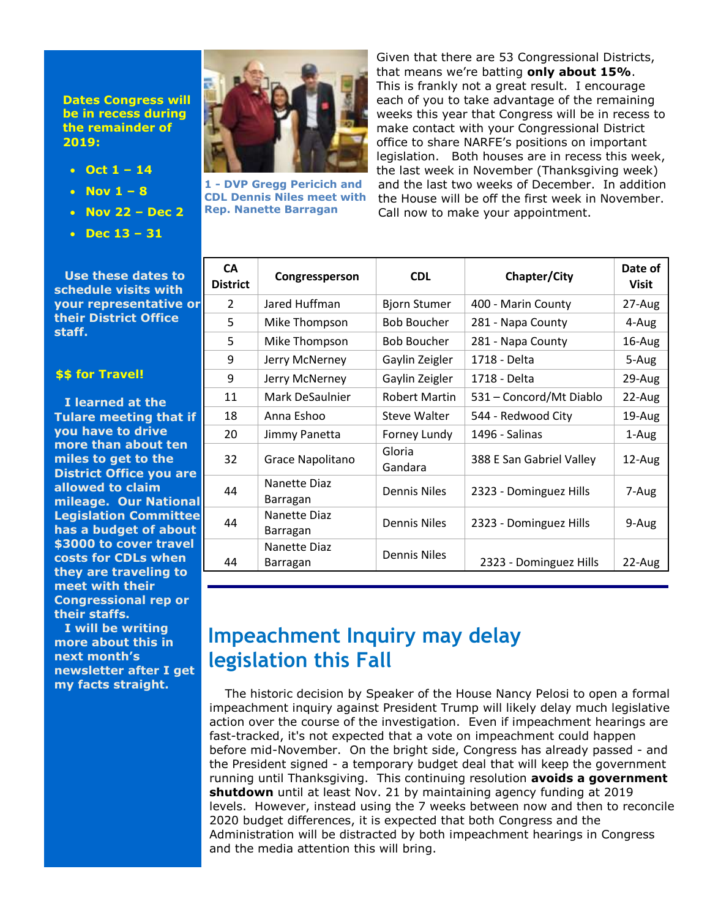**Dates Congress will be in recess during the remainder of 2019:**

- **Oct 1 – 14**
- **Nov 1 – 8**
- **Nov 22 – Dec 2**
- **Dec 13 – 31**

**Use these dates to schedule visits with your representative or their District Office staff.**

**$$ for Travel!**

**I learned at the Tulare meeting that if you have to drive more than about ten miles to get to the District Office you are allowed to claim mileage. Our National Legislation Committee has a budget of about $3000 to cover travel costs for CDLs when they are traveling to meet with their Congressional rep or their staffs.**

**I will be writing more about this in next month's newsletter after I get my facts straight.**

**1 - DVP Gregg Pericich and CDL Dennis Niles meet with Rep. Nanette Barragan**

Given that there are 53 Congressional Districts, that means we're batting **only about 15%**. This is frankly not a great result. I encourage each of you to take advantage of the remaining weeks this year that Congress will be in recess to make contact with your Congressional District office to share NARFE's positions on important legislation. Both houses are in recess this week, the last week in November (Thanksgiving week) and the last two weeks of December. In addition the House will be off the first week in November. Call now to make your appointment.

| CA District | Congressperson | CDL | Chapter/City | Date of Visit |
|---|---|---|---|---|
| 2 | Jared Huffman | Bjorn Stumer | 400 - Marin County | 27-Aug |
| 5 | Mike Thompson | Bob Boucher | 281 - Napa County | 4-Aug |
| 5 | Mike Thompson | Bob Boucher | 281 - Napa County | 16-Aug |
| 9 | Jerry McNerney | Gaylin Zeigler | 1718 - Delta | 5-Aug |
| 9 | Jerry McNerney | Gaylin Zeigler | 1718 - Delta | 29-Aug |
| 11 | Mark DeSaulnier | Robert Martin | 531 – Concord/Mt Diablo | 22-Aug |
| 18 | Anna Eshoo | Steve Walter | 544 - Redwood City | 19-Aug |
| 20 | Jimmy Panetta | Forney Lundy | 1496 - Salinas | 1-Aug |
| 32 | Grace Napolitano | Gloria Gandara | 388 E San Gabriel Valley | 12-Aug |
| 44 | Nanette Diaz Barragan | Dennis Niles | 2323 - Dominguez Hills | 7-Aug |
| 44 | Nanette Diaz Barragan | Dennis Niles | 2323 - Dominguez Hills | 9-Aug |
| 44 | Nanette Diaz Barragan | Dennis Niles | 2323 - Dominguez Hills | 22-Aug |

## Impeachment Inquiry may delay legislation this Fall

The historic decision by Speaker of the House Nancy Pelosi to open a formal impeachment inquiry against President Trump will likely delay much legislative action over the course of the investigation. Even if impeachment hearings are fast-tracked, it's not expected that a vote on impeachment could happen before mid-November. On the bright side, Congress has already passed - and the President signed - a temporary budget deal that will keep the government running until Thanksgiving. This continuing resolution **avoids a government shutdown** until at least Nov. 21 by maintaining agency funding at 2019 levels. However, instead using the 7 weeks between now and then to reconcile 2020 budget differences, it is expected that both Congress and the Administration will be distracted by both impeachment hearings in Congress and the media attention this will bring.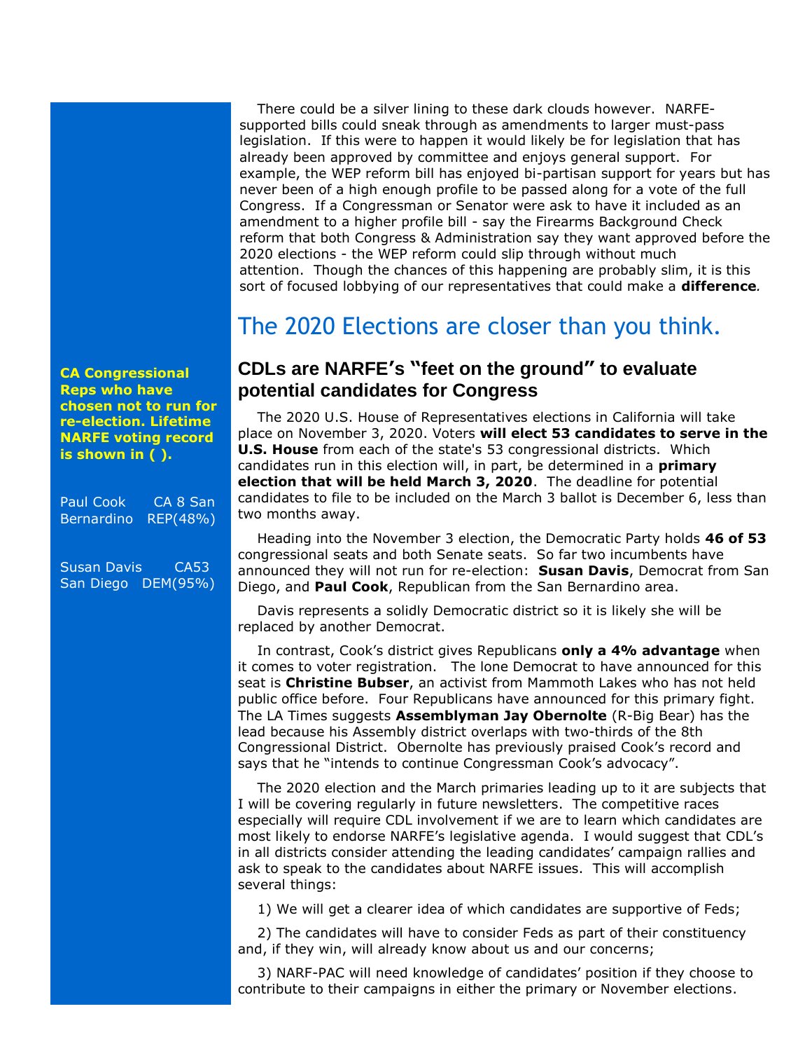There could be a silver lining to these dark clouds however. NARFE-supported bills could sneak through as amendments to larger must-pass legislation. If this were to happen it would likely be for legislation that has already been approved by committee and enjoys general support. For example, the WEP reform bill has enjoyed bi-partisan support for years but has never been of a high enough profile to be passed along for a vote of the full Congress. If a Congressman or Senator were ask to have it included as an amendment to a higher profile bill - say the Firearms Background Check reform that both Congress & Administration say they want approved before the 2020 elections - the WEP reform could slip through without much attention. Though the chances of this happening are probably slim, it is this sort of focused lobbying of our representatives that could make a **difference**.

## The 2020 Elections are closer than you think.

### CDLs are NARFE's "feet on the ground" to evaluate potential candidates for Congress

The 2020 U.S. House of Representatives elections in California will take place on November 3, 2020. Voters **will elect 53 candidates to serve in the U.S. House** from each of the state's 53 congressional districts. Which candidates run in this election will, in part, be determined in a **primary election that will be held March 3, 2020**. The deadline for potential candidates to file to be included on the March 3 ballot is December 6, less than two months away.

Heading into the November 3 election, the Democratic Party holds **46 of 53** congressional seats and both Senate seats. So far two incumbents have announced they will not run for re-election: **Susan Davis**, Democrat from San Diego, and **Paul Cook**, Republican from the San Bernardino area.

Davis represents a solidly Democratic district so it is likely she will be replaced by another Democrat.

In contrast, Cook's district gives Republicans **only a 4% advantage** when it comes to voter registration. The lone Democrat to have announced for this seat is **Christine Bubser**, an activist from Mammoth Lakes who has not held public office before. Four Republicans have announced for this primary fight. The LA Times suggests **Assemblyman Jay Obernolte** (R-Big Bear) has the lead because his Assembly district overlaps with two-thirds of the 8th Congressional District. Obernolte has previously praised Cook's record and says that he "intends to continue Congressman Cook's advocacy".

The 2020 election and the March primaries leading up to it are subjects that I will be covering regularly in future newsletters. The competitive races especially will require CDL involvement if we are to learn which candidates are most likely to endorse NARFE's legislative agenda. I would suggest that CDL's in all districts consider attending the leading candidates' campaign rallies and ask to speak to the candidates about NARFE issues. This will accomplish several things:

1) We will get a clearer idea of which candidates are supportive of Feds;

2) The candidates will have to consider Feds as part of their constituency and, if they win, will already know about us and our concerns;

3) NARF-PAC will need knowledge of candidates' position if they choose to contribute to their campaigns in either the primary or November elections.

**CA Congressional Reps who have chosen not to run for re-election. Lifetime NARFE voting record is shown in ( ).**

Paul Cook CA 8 San Bernardino REP(48%)

Susan Davis CA53 San Diego DEM(95%)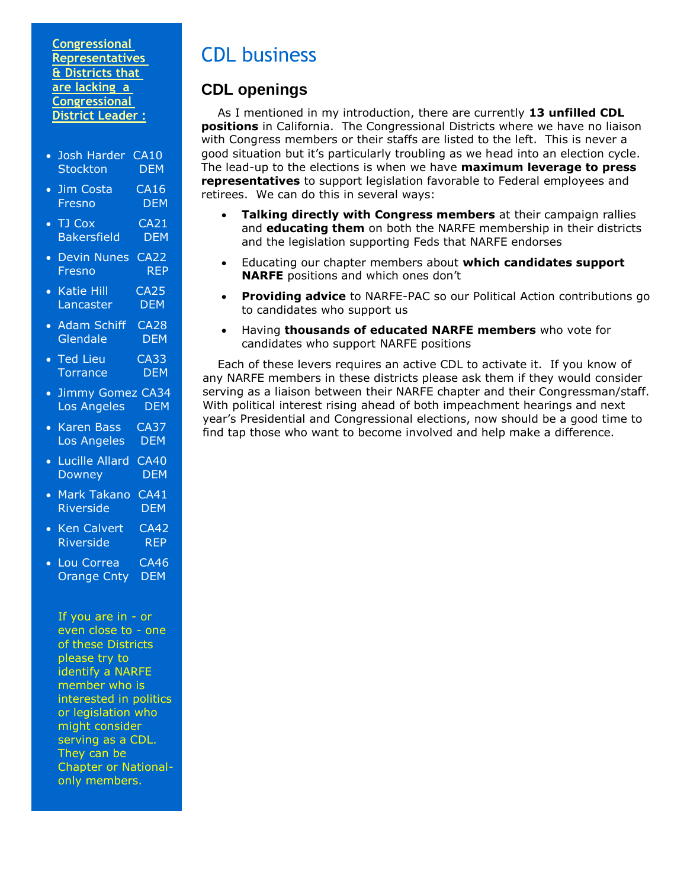**Congressional Representatives & Districts that are lacking a Congressional District Leader :**

- Josh Harder CA10 Stockton DEM
- Jim Costa CA16 Fresno DEM
- TJ Cox CA21 Bakersfield DEM
- Devin Nunes CA22 Fresno REP
- Katie Hill CA25 Lancaster DEM
- Adam Schiff CA28 Glendale DEM
- Ted Lieu CA33 Torrance DEM
- Jimmy Gomez CA34 Los Angeles DEM
- Karen Bass CA37 Los Angeles DEM
- Lucille Allard CA40 Downey DEM
- Mark Takano CA41 Riverside DEM
- Ken Calvert CA42 Riverside REP
- Lou Correa CA46 Orange Cnty DEM

If you are in - or even close to - one of these Districts please try to identify a NARFE member who is interested in politics or legislation who might consider serving as a CDL. They can be Chapter or National-only members.

# CDL business

## CDL openings

As I mentioned in my introduction, there are currently **13 unfilled CDL positions** in California. The Congressional Districts where we have no liaison with Congress members or their staffs are listed to the left. This is never a good situation but it's particularly troubling as we head into an election cycle. The lead-up to the elections is when we have **maximum leverage to press representatives** to support legislation favorable to Federal employees and retirees. We can do this in several ways:

- **Talking directly with Congress members** at their campaign rallies and **educating them** on both the NARFE membership in their districts and the legislation supporting Feds that NARFE endorses
- Educating our chapter members about **which candidates support NARFE** positions and which ones don't
- **Providing advice** to NARFE-PAC so our Political Action contributions go to candidates who support us
- Having **thousands of educated NARFE members** who vote for candidates who support NARFE positions

Each of these levers requires an active CDL to activate it. If you know of any NARFE members in these districts please ask them if they would consider serving as a liaison between their NARFE chapter and their Congressman/staff. With political interest rising ahead of both impeachment hearings and next year's Presidential and Congressional elections, now should be a good time to find tap those who want to become involved and help make a difference.